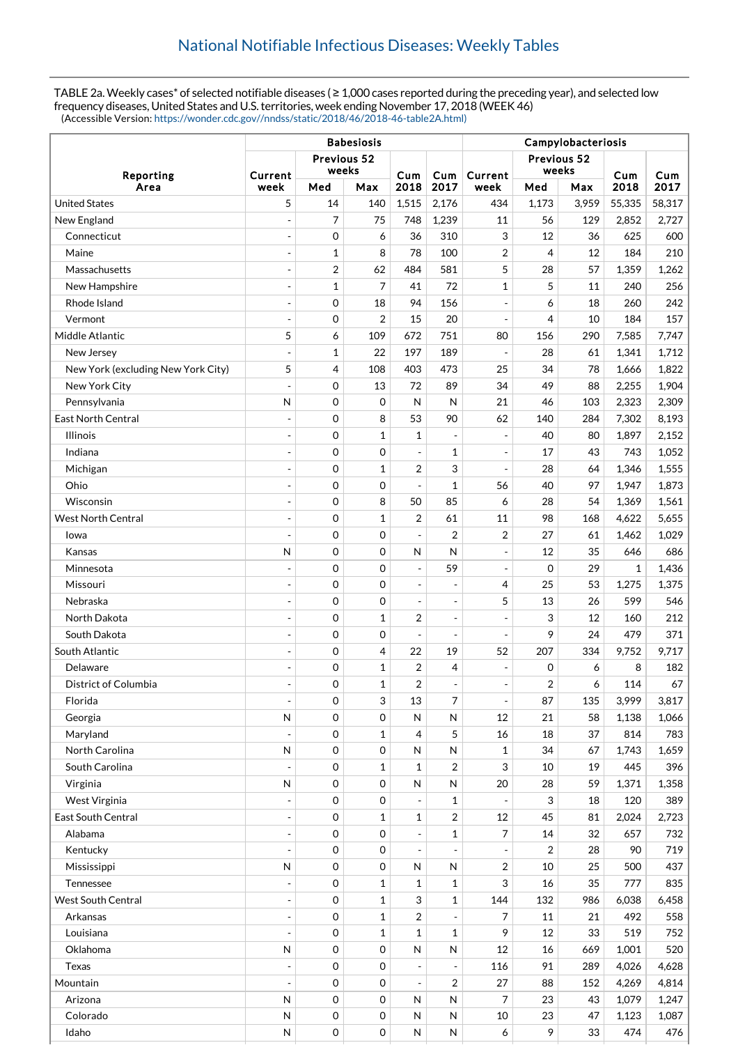# National Notifiable Infectious Diseases: Weekly Tables

TABLE 2a. Weekly cases* of selected notifiable diseases ( ≥ 1,000 cases reported during the preceding year), and selected low frequency diseases, United States and U.S. territories, week ending November 17, 2018 (WEEK 46)
(Accessible Version: https://wonder.cdc.gov//nndss/static/2018/46/2018-46-table2A.html)

| Reporting Area | Babesiosis | | | | | Campylobacteriosis | | | | |
|---|---|---|---|---|---|---|---|---|---|---|
| | Current week | Previous 52 weeks | | Cum 2018 | Cum 2017 | Current week | Previous 52 weeks | | Cum 2018 | Cum 2017 |
| | | Med | Max | | | | Med | Max | | |
| United States | 5 | 14 | 140 | 1,515 | 2,176 | 434 | 1,173 | 3,959 | 55,335 | 58,317 |
| New England | - | 7 | 75 | 748 | 1,239 | 11 | 56 | 129 | 2,852 | 2,727 |
| Connecticut | - | 0 | 6 | 36 | 310 | 3 | 12 | 36 | 625 | 600 |
| Maine | - | 1 | 8 | 78 | 100 | 2 | 4 | 12 | 184 | 210 |
| Massachusetts | - | 2 | 62 | 484 | 581 | 5 | 28 | 57 | 1,359 | 1,262 |
| New Hampshire | - | 1 | 7 | 41 | 72 | 1 | 5 | 11 | 240 | 256 |
| Rhode Island | - | 0 | 18 | 94 | 156 | - | 6 | 18 | 260 | 242 |
| Vermont | - | 0 | 2 | 15 | 20 | - | 4 | 10 | 184 | 157 |
| Middle Atlantic | 5 | 6 | 109 | 672 | 751 | 80 | 156 | 290 | 7,585 | 7,747 |
| New Jersey | - | 1 | 22 | 197 | 189 | - | 28 | 61 | 1,341 | 1,712 |
| New York (excluding New York City) | 5 | 4 | 108 | 403 | 473 | 25 | 34 | 78 | 1,666 | 1,822 |
| New York City | - | 0 | 13 | 72 | 89 | 34 | 49 | 88 | 2,255 | 1,904 |
| Pennsylvania | N | 0 | 0 | N | N | 21 | 46 | 103 | 2,323 | 2,309 |
| East North Central | - | 0 | 8 | 53 | 90 | 62 | 140 | 284 | 7,302 | 8,193 |
| Illinois | - | 0 | 1 | 1 | - | - | 40 | 80 | 1,897 | 2,152 |
| Indiana | - | 0 | 0 | - | 1 | - | 17 | 43 | 743 | 1,052 |
| Michigan | - | 0 | 1 | 2 | 3 | - | 28 | 64 | 1,346 | 1,555 |
| Ohio | - | 0 | 0 | - | 1 | 56 | 40 | 97 | 1,947 | 1,873 |
| Wisconsin | - | 0 | 8 | 50 | 85 | 6 | 28 | 54 | 1,369 | 1,561 |
| West North Central | - | 0 | 1 | 2 | 61 | 11 | 98 | 168 | 4,622 | 5,655 |
| Iowa | - | 0 | 0 | - | 2 | 2 | 27 | 61 | 1,462 | 1,029 |
| Kansas | N | 0 | 0 | N | N | - | 12 | 35 | 646 | 686 |
| Minnesota | - | 0 | 0 | - | 59 | - | 0 | 29 | 1 | 1,436 |
| Missouri | - | 0 | 0 | - | - | 4 | 25 | 53 | 1,275 | 1,375 |
| Nebraska | - | 0 | 0 | - | - | 5 | 13 | 26 | 599 | 546 |
| North Dakota | - | 0 | 1 | 2 | - | - | 3 | 12 | 160 | 212 |
| South Dakota | - | 0 | 0 | - | - | - | 9 | 24 | 479 | 371 |
| South Atlantic | - | 0 | 4 | 22 | 19 | 52 | 207 | 334 | 9,752 | 9,717 |
| Delaware | - | 0 | 1 | 2 | 4 | - | 0 | 6 | 8 | 182 |
| District of Columbia | - | 0 | 1 | 2 | - | - | 2 | 6 | 114 | 67 |
| Florida | - | 0 | 3 | 13 | 7 | - | 87 | 135 | 3,999 | 3,817 |
| Georgia | N | 0 | 0 | N | N | 12 | 21 | 58 | 1,138 | 1,066 |
| Maryland | - | 0 | 1 | 4 | 5 | 16 | 18 | 37 | 814 | 783 |
| North Carolina | N | 0 | 0 | N | N | 1 | 34 | 67 | 1,743 | 1,659 |
| South Carolina | - | 0 | 1 | 1 | 2 | 3 | 10 | 19 | 445 | 396 |
| Virginia | N | 0 | 0 | N | N | 20 | 28 | 59 | 1,371 | 1,358 |
| West Virginia | - | 0 | 0 | - | 1 | - | 3 | 18 | 120 | 389 |
| East South Central | - | 0 | 1 | 1 | 2 | 12 | 45 | 81 | 2,024 | 2,723 |
| Alabama | - | 0 | 0 | - | 1 | 7 | 14 | 32 | 657 | 732 |
| Kentucky | - | 0 | 0 | - | - | - | 2 | 28 | 90 | 719 |
| Mississippi | N | 0 | 0 | N | N | 2 | 10 | 25 | 500 | 437 |
| Tennessee | - | 0 | 1 | 1 | 1 | 3 | 16 | 35 | 777 | 835 |
| West South Central | - | 0 | 1 | 3 | 1 | 144 | 132 | 986 | 6,038 | 6,458 |
| Arkansas | - | 0 | 1 | 2 | - | 7 | 11 | 21 | 492 | 558 |
| Louisiana | - | 0 | 1 | 1 | 1 | 9 | 12 | 33 | 519 | 752 |
| Oklahoma | N | 0 | 0 | N | N | 12 | 16 | 669 | 1,001 | 520 |
| Texas | - | 0 | 0 | - | - | 116 | 91 | 289 | 4,026 | 4,628 |
| Mountain | - | 0 | 0 | - | 2 | 27 | 88 | 152 | 4,269 | 4,814 |
| Arizona | N | 0 | 0 | N | N | 7 | 23 | 43 | 1,079 | 1,247 |
| Colorado | N | 0 | 0 | N | N | 10 | 23 | 47 | 1,123 | 1,087 |
| Idaho | N | 0 | 0 | N | N | 6 | 9 | 33 | 474 | 476 |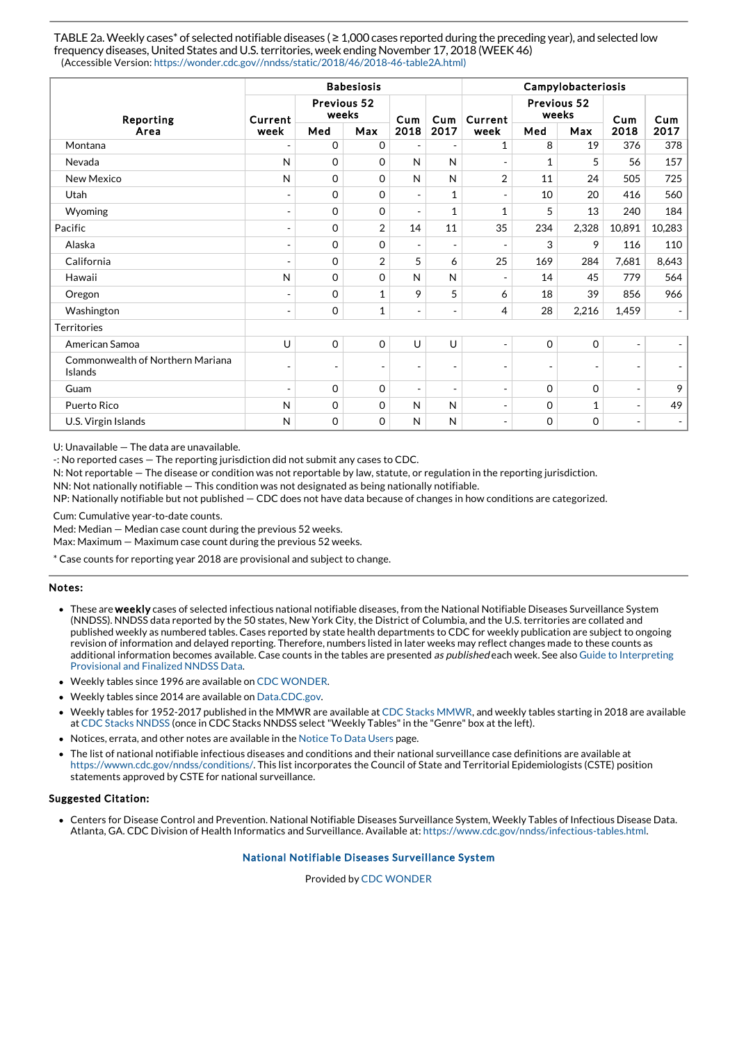TABLE 2a. Weekly cases* of selected notifiable diseases ( ≥ 1,000 cases reported during the preceding year), and selected low frequency diseases, United States and U.S. territories, week ending November 17, 2018 (WEEK 46)
(Accessible Version: https://wonder.cdc.gov//nndss/static/2018/46/2018-46-table2A.html)

| Reporting Area | Babesiosis | | | | | Campylobacteriosis | | | | |
|---|---|---|---|---|---|---|---|---|---|---|
| | Current week | Previous 52 weeks | | Cum 2018 | Cum 2017 | Current week | Previous 52 weeks | | Cum 2018 | Cum 2017 |
| | | Med | Max | | | | Med | Max | | |
| Montana | - | 0 | 0 | - | - | 1 | 8 | 19 | 376 | 378 |
| Nevada | N | 0 | 0 | N | N | - | 1 | 5 | 56 | 157 |
| New Mexico | N | 0 | 0 | N | N | 2 | 11 | 24 | 505 | 725 |
| Utah | - | 0 | 0 | - | 1 | - | 10 | 20 | 416 | 560 |
| Wyoming | - | 0 | 0 | - | 1 | 1 | 5 | 13 | 240 | 184 |
| Pacific | - | 0 | 2 | 14 | 11 | 35 | 234 | 2,328 | 10,891 | 10,283 |
| Alaska | - | 0 | 0 | - | - | - | 3 | 9 | 116 | 110 |
| California | - | 0 | 2 | 5 | 6 | 25 | 169 | 284 | 7,681 | 8,643 |
| Hawaii | N | 0 | 0 | N | N | - | 14 | 45 | 779 | 564 |
| Oregon | - | 0 | 1 | 9 | 5 | 6 | 18 | 39 | 856 | 966 |
| Washington | - | 0 | 1 | - | - | 4 | 28 | 2,216 | 1,459 | - |
| Territories | | | | | | | | | | |
| American Samoa | U | 0 | 0 | U | U | - | 0 | 0 | - | - |
| Commonwealth of Northern Mariana Islands | - | - | - | - | - | - | - | - | - | - |
| Guam | - | 0 | 0 | - | - | - | 0 | 0 | - | 9 |
| Puerto Rico | N | 0 | 0 | N | N | - | 0 | 1 | - | 49 |
| U.S. Virgin Islands | N | 0 | 0 | N | N | - | 0 | 0 | - | - |

U: Unavailable — The data are unavailable.
-: No reported cases — The reporting jurisdiction did not submit any cases to CDC.
N: Not reportable — The disease or condition was not reportable by law, statute, or regulation in the reporting jurisdiction.
NN: Not nationally notifiable — This condition was not designated as being nationally notifiable.
NP: Nationally notifiable but not published — CDC does not have data because of changes in how conditions are categorized.

Cum: Cumulative year-to-date counts.
Med: Median — Median case count during the previous 52 weeks.
Max: Maximum — Maximum case count during the previous 52 weeks.

* Case counts for reporting year 2018 are provisional and subject to change.

**Notes:**

- These are **weekly** cases of selected infectious national notifiable diseases, from the National Notifiable Diseases Surveillance System (NNDSS). NNDSS data reported by the 50 states, New York City, the District of Columbia, and the U.S. territories are collated and published weekly as numbered tables. Cases reported by state health departments to CDC for weekly publication are subject to ongoing revision of information and delayed reporting. Therefore, numbers listed in later weeks may reflect changes made to these counts as additional information becomes available. Case counts in the tables are presented *as published* each week. See also Guide to Interpreting Provisional and Finalized NNDSS Data.
- Weekly tables since 1996 are available on CDC WONDER.
- Weekly tables since 2014 are available on Data.CDC.gov.
- Weekly tables for 1952-2017 published in the MMWR are available at CDC Stacks MMWR, and weekly tables starting in 2018 are available at CDC Stacks NNDSS (once in CDC Stacks NNDSS select "Weekly Tables" in the "Genre" box at the left).
- Notices, errata, and other notes are available in the Notice To Data Users page.
- The list of national notifiable infectious diseases and conditions and their national surveillance case definitions are available at https://wwwn.cdc.gov/nndss/conditions/. This list incorporates the Council of State and Territorial Epidemiologists (CSTE) position statements approved by CSTE for national surveillance.

**Suggested Citation:**

- Centers for Disease Control and Prevention. National Notifiable Diseases Surveillance System, Weekly Tables of Infectious Disease Data. Atlanta, GA. CDC Division of Health Informatics and Surveillance. Available at: https://www.cdc.gov/nndss/infectious-tables.html.

National Notifiable Diseases Surveillance System

Provided by CDC WONDER